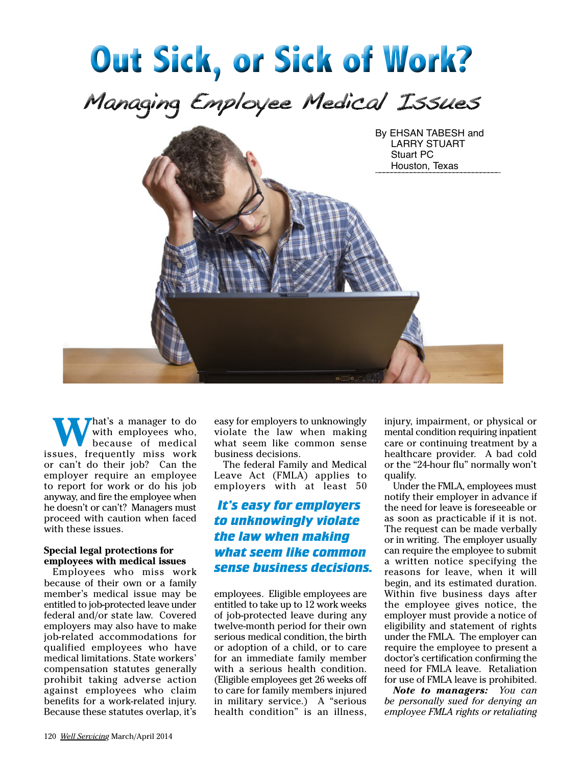# Out Sick, or Sick of Work?

## Managing Employee Medical Issues

By EHSAN TABESH and LARRY STUART
Stuart PC
Houston, Texas

What's a manager to do with employees who, because of medical issues, frequently miss work or can't do their job? Can the employer require an employee to report for work or do his job anyway, and fire the employee when he doesn't or can't? Managers must proceed with caution when faced with these issues.

**Special legal protections for employees with medical issues**

Employees who miss work because of their own or a family member's medical issue may be entitled to job-protected leave under federal and/or state law. Covered employers may also have to make job-related accommodations for qualified employees who have medical limitations. State workers' compensation statutes generally prohibit taking adverse action against employees who claim benefits for a work-related injury. Because these statutes overlap, it's easy for employers to unknowingly violate the law when making what seem like common sense business decisions.

> ***It's easy for employers to unknowingly violate the law when making what seem like common sense business decisions.***

The federal Family and Medical Leave Act (FMLA) applies to employers with at least 50 employees. Eligible employees are entitled to take up to 12 work weeks of job-protected leave during any twelve-month period for their own serious medical condition, the birth or adoption of a child, or to care for an immediate family member with a serious health condition. (Eligible employees get 26 weeks off to care for family members injured in military service.) A "serious health condition" is an illness, injury, impairment, or physical or mental condition requiring inpatient care or continuing treatment by a healthcare provider. A bad cold or the "24-hour flu" normally won't qualify.

Under the FMLA, employees must notify their employer in advance if the need for leave is foreseeable or as soon as practicable if it is not. The request can be made verbally or in writing. The employer usually can require the employee to submit a written notice specifying the reasons for leave, when it will begin, and its estimated duration. Within five business days after the employee gives notice, the employer must provide a notice of eligibility and statement of rights under the FMLA. The employer can require the employee to present a doctor's certification confirming the need for FMLA leave. Retaliation for use of FMLA leave is prohibited.

***Note to managers:*** *You can be personally sued for denying an employee FMLA rights or retaliating*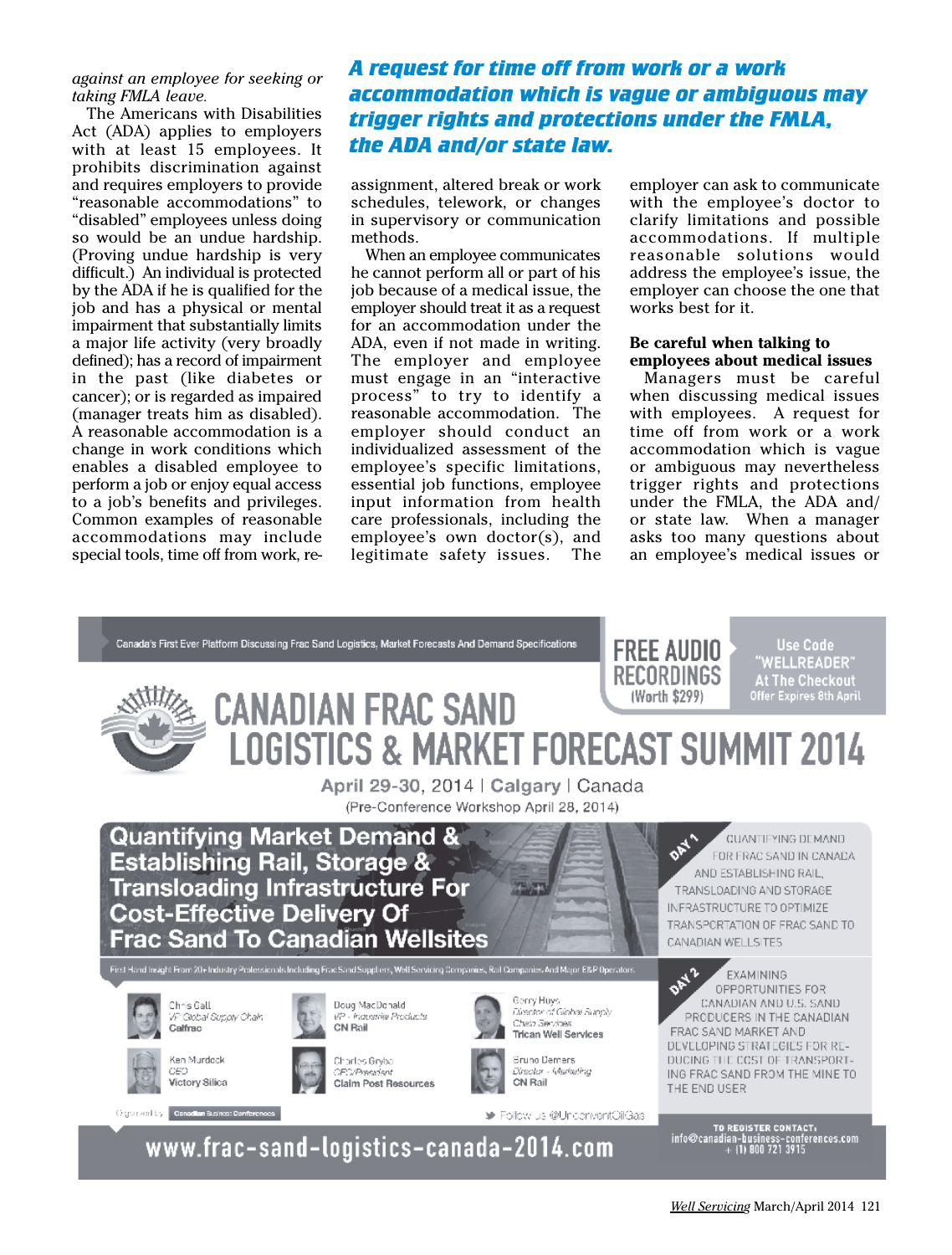*against an employee for seeking or taking FMLA leave.*

The Americans with Disabilities Act (ADA) applies to employers with at least 15 employees. It prohibits discrimination against and requires employers to provide "reasonable accommodations" to "disabled" employees unless doing so would be an undue hardship. (Proving undue hardship is very difficult.) An individual is protected by the ADA if he is qualified for the job and has a physical or mental impairment that substantially limits a major life activity (very broadly defined); has a record of impairment in the past (like diabetes or cancer); or is regarded as impaired (manager treats him as disabled). A reasonable accommodation is a change in work conditions which enables a disabled employee to perform a job or enjoy equal access to a job's benefits and privileges. Common examples of reasonable accommodations may include special tools, time off from work, reassignment, altered break or work schedules, telework, or changes in supervisory or communication methods.

**A request for time off from work or a work accommodation which is vague or ambiguous may trigger rights and protections under the FMLA, the ADA and/or state law.**

When an employee communicates he cannot perform all or part of his job because of a medical issue, the employer should treat it as a request for an accommodation under the ADA, even if not made in writing. The employer and employee must engage in an "interactive process" to try to identify a reasonable accommodation. The employer should conduct an individualized assessment of the employee's specific limitations, essential job functions, employee input information from health care professionals, including the employee's own doctor(s), and legitimate safety issues. The employer can ask to communicate with the employee's doctor to clarify limitations and possible accommodations. If multiple reasonable solutions would address the employee's issue, the employer can choose the one that works best for it.

**Be careful when talking to employees about medical issues**

Managers must be careful when discussing medical issues with employees. A request for time off from work or a work accommodation which is vague or ambiguous may nevertheless trigger rights and protections under the FMLA, the ADA and/or state law. When a manager asks too many questions about an employee's medical issues or

---

Canada's First Ever Platform Discussing Frac Sand Logistics, Market Forecasts And Demand Specifications

**FREE AUDIO RECORDINGS** (Worth $299)

Use Code "WELLREADER" At The Checkout
Offer Expires 8th April

# CANADIAN FRAC SAND LOGISTICS & MARKET FORECAST SUMMIT 2014

April 29-30, 2014 | Calgary | Canada
(Pre-Conference Workshop April 28, 2014)

**Quantifying Market Demand & Establishing Rail, Storage & Transloading Infrastructure For Cost-Effective Delivery Of Frac Sand To Canadian Wellsites**

DAY 1: QUANTIFYING DEMAND FOR FRAC SAND IN CANADA AND ESTABLISHING RAIL, TRANSLOADING AND STORAGE INFRASTRUCTURE TO OPTIMIZE TRANSPORTATION OF FRAC SAND TO CANADIAN WELLSITES

DAY 2: EXAMINING OPPORTUNITIES FOR CANADIAN AND U.S. SAND PRODUCERS IN THE CANADIAN FRAC SAND MARKET AND DEVELOPING STRATEGIES FOR REDUCING THE COST OF TRANSPORTING FRAC SAND FROM THE MINE TO THE END USER

First Hand Insight From 20+ Industry Professionals Including Frac Sand Suppliers, Well Servicing Companies, Rail Companies And Major E&P Operators

- Chris Call, *VP Global Supply Chain*, Calfrac
- Doug MacDonald, *VP - Industrial Products*, CN Rail
- Gerry Huys, *Director of Global Supply Chain Services*, Trican Well Services
- Ken Murdock, *CEO*, Victory Silica
- Charles Gryba, *CFO/President*, Claim Post Resources
- Bruno Demers, *Director - Marketing*, CN Rail

Organized by Canadian Business Conferences

Follow us @UnconventOilGas

www.frac-sand-logistics-canada-2014.com

TO REGISTER CONTACT: info@canadian-business-conferences.com + (1) 800 721 3915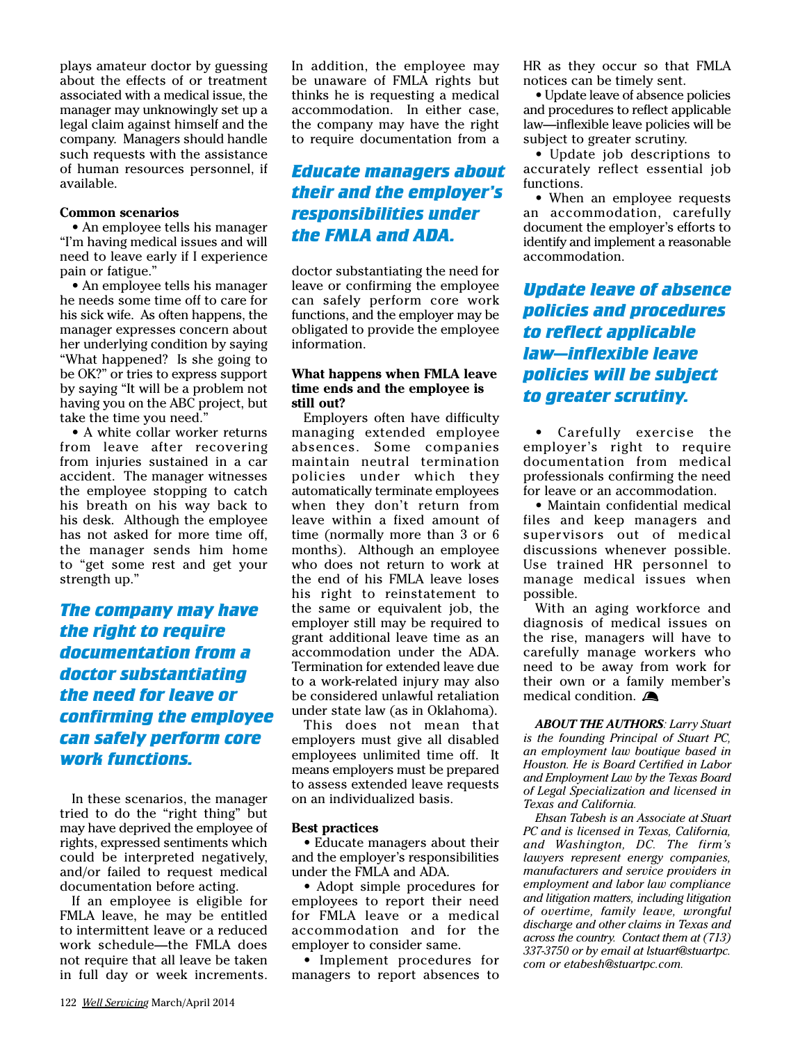plays amateur doctor by guessing about the effects of or treatment associated with a medical issue, the manager may unknowingly set up a legal claim against himself and the company. Managers should handle such requests with the assistance of human resources personnel, if available.

**Common scenarios**

- An employee tells his manager "I'm having medical issues and will need to leave early if I experience pain or fatigue."
- An employee tells his manager he needs some time off to care for his sick wife. As often happens, the manager expresses concern about her underlying condition by saying "What happened? Is she going to be OK?" or tries to express support by saying "It will be a problem not having you on the ABC project, but take the time you need."
- A white collar worker returns from leave after recovering from injuries sustained in a car accident. The manager witnesses the employee stopping to catch his breath on his way back to his desk. Although the employee has not asked for more time off, the manager sends him home to "get some rest and get your strength up."

***The company may have the right to require documentation from a doctor substantiating the need for leave or confirming the employee can safely perform core work functions.***

In these scenarios, the manager tried to do the "right thing" but may have deprived the employee of rights, expressed sentiments which could be interpreted negatively, and/or failed to request medical documentation before acting.

If an employee is eligible for FMLA leave, he may be entitled to intermittent leave or a reduced work schedule—the FMLA does not require that all leave be taken in full day or week increments. In addition, the employee may be unaware of FMLA rights but thinks he is requesting a medical accommodation. In either case, the company may have the right to require documentation from a doctor substantiating the need for leave or confirming the employee can safely perform core work functions, and the employer may be obligated to provide the employee information.

***Educate managers about their and the employer's responsibilities under the FMLA and ADA.***

**What happens when FMLA leave time ends and the employee is still out?**

Employers often have difficulty managing extended employee absences. Some companies maintain neutral termination policies under which they automatically terminate employees when they don't return from leave within a fixed amount of time (normally more than 3 or 6 months). Although an employee who does not return to work at the end of his FMLA leave loses his right to reinstatement to the same or equivalent job, the employer still may be required to grant additional leave time as an accommodation under the ADA. Termination for extended leave due to a work-related injury may also be considered unlawful retaliation under state law (as in Oklahoma).

This does not mean that employers must give all disabled employees unlimited time off. It means employers must be prepared to assess extended leave requests on an individualized basis.

**Best practices**

- Educate managers about their and the employer's responsibilities under the FMLA and ADA.
- Adopt simple procedures for employees to report their need for FMLA leave or a medical accommodation and for the employer to consider same.
- Implement procedures for managers to report absences to HR as they occur so that FMLA notices can be timely sent.
- Update leave of absence policies and procedures to reflect applicable law—inflexible leave policies will be subject to greater scrutiny.
- Update job descriptions to accurately reflect essential job functions.
- When an employee requests an accommodation, carefully document the employer's efforts to identify and implement a reasonable accommodation.

***Update leave of absence policies and procedures to reflect applicable law—inflexible leave policies will be subject to greater scrutiny.***

- Carefully exercise the employer's right to require documentation from medical professionals confirming the need for leave or an accommodation.
- Maintain confidential medical files and keep managers and supervisors out of medical discussions whenever possible. Use trained HR personnel to manage medical issues when possible.

With an aging workforce and diagnosis of medical issues on the rise, managers will have to carefully manage workers who need to be away from work for their own or a family member's medical condition.

***ABOUT THE AUTHORS**: Larry Stuart is the founding Principal of Stuart PC, an employment law boutique based in Houston. He is Board Certified in Labor and Employment Law by the Texas Board of Legal Specialization and licensed in Texas and California.*

*Ehsan Tabesh is an Associate at Stuart PC and is licensed in Texas, California, and Washington, DC. The firm's lawyers represent energy companies, manufacturers and service providers in employment and labor law compliance and litigation matters, including litigation of overtime, family leave, wrongful discharge and other claims in Texas and across the country. Contact them at (713) 337-3750 or by email at lstuart@stuartpc.com or etabesh@stuartpc.com.*